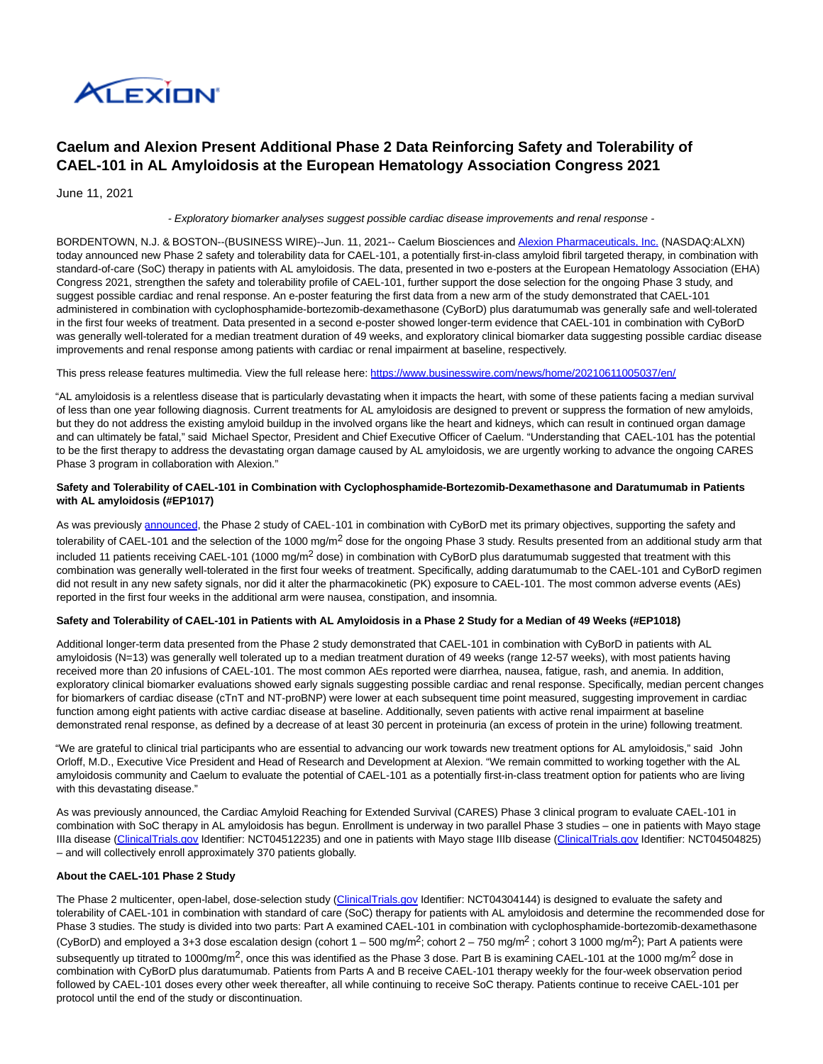# Caelum and Alexion Present Additional Phase 2 Data Reinforcing Safety and Tolerability of CAEL-101 in AL Amyloidosis at the European Hematology Association Congress 2021

June 11, 2021

*- Exploratory biomarker analyses suggest possible cardiac disease improvements and renal response -*

BORDENTOWN, N.J. & BOSTON--(BUSINESS WIRE)--Jun. 11, 2021-- Caelum Biosciences and Alexion Pharmaceuticals, Inc. (NASDAQ:ALXN) today announced new Phase 2 safety and tolerability data for CAEL-101, a potentially first-in-class amyloid fibril targeted therapy, in combination with standard-of-care (SoC) therapy in patients with AL amyloidosis. The data, presented in two e-posters at the European Hematology Association (EHA) Congress 2021, strengthen the safety and tolerability profile of CAEL-101, further support the dose selection for the ongoing Phase 3 study, and suggest possible cardiac and renal response. An e-poster featuring the first data from a new arm of the study demonstrated that CAEL-101 administered in combination with cyclophosphamide-bortezomib-dexamethasone (CyBorD) plus daratumumab was generally safe and well-tolerated in the first four weeks of treatment. Data presented in a second e-poster showed longer-term evidence that CAEL-101 in combination with CyBorD was generally well-tolerated for a median treatment duration of 49 weeks, and exploratory clinical biomarker data suggesting possible cardiac disease improvements and renal response among patients with cardiac or renal impairment at baseline, respectively.

This press release features multimedia. View the full release here: https://www.businesswire.com/news/home/20210611005037/en/

"AL amyloidosis is a relentless disease that is particularly devastating when it impacts the heart, with some of these patients facing a median survival of less than one year following diagnosis. Current treatments for AL amyloidosis are designed to prevent or suppress the formation of new amyloids, but they do not address the existing amyloid buildup in the involved organs like the heart and kidneys, which can result in continued organ damage and can ultimately be fatal," said Michael Spector, President and Chief Executive Officer of Caelum. "Understanding that CAEL-101 has the potential to be the first therapy to address the devastating organ damage caused by AL amyloidosis, we are urgently working to advance the ongoing CARES Phase 3 program in collaboration with Alexion."

**Safety and Tolerability of CAEL-101 in Combination with Cyclophosphamide-Bortezomib-Dexamethasone and Daratumumab in Patients with AL amyloidosis (#EP1017)**

As was previously announced, the Phase 2 study of CAEL-101 in combination with CyBorD met its primary objectives, supporting the safety and tolerability of CAEL-101 and the selection of the 1000 mg/m$^2$ dose for the ongoing Phase 3 study. Results presented from an additional study arm that included 11 patients receiving CAEL-101 (1000 mg/m$^2$ dose) in combination with CyBorD plus daratumumab suggested that treatment with this combination was generally well-tolerated in the first four weeks of treatment. Specifically, adding daratumumab to the CAEL-101 and CyBorD regimen did not result in any new safety signals, nor did it alter the pharmacokinetic (PK) exposure to CAEL-101. The most common adverse events (AEs) reported in the first four weeks in the additional arm were nausea, constipation, and insomnia.

**Safety and Tolerability of CAEL-101 in Patients with AL Amyloidosis in a Phase 2 Study for a Median of 49 Weeks (#EP1018)**

Additional longer-term data presented from the Phase 2 study demonstrated that CAEL-101 in combination with CyBorD in patients with AL amyloidosis (N=13) was generally well tolerated up to a median treatment duration of 49 weeks (range 12-57 weeks), with most patients having received more than 20 infusions of CAEL-101. The most common AEs reported were diarrhea, nausea, fatigue, rash, and anemia. In addition, exploratory clinical biomarker evaluations showed early signals suggesting possible cardiac and renal response. Specifically, median percent changes for biomarkers of cardiac disease (cTnT and NT-proBNP) were lower at each subsequent time point measured, suggesting improvement in cardiac function among eight patients with active cardiac disease at baseline. Additionally, seven patients with active renal impairment at baseline demonstrated renal response, as defined by a decrease of at least 30 percent in proteinuria (an excess of protein in the urine) following treatment.

"We are grateful to clinical trial participants who are essential to advancing our work towards new treatment options for AL amyloidosis," said John Orloff, M.D., Executive Vice President and Head of Research and Development at Alexion. "We remain committed to working together with the AL amyloidosis community and Caelum to evaluate the potential of CAEL-101 as a potentially first-in-class treatment option for patients who are living with this devastating disease."

As was previously announced, the Cardiac Amyloid Reaching for Extended Survival (CARES) Phase 3 clinical program to evaluate CAEL-101 in combination with SoC therapy in AL amyloidosis has begun. Enrollment is underway in two parallel Phase 3 studies – one in patients with Mayo stage IIIa disease (ClinicalTrials.gov Identifier: NCT04512235) and one in patients with Mayo stage IIIb disease (ClinicalTrials.gov Identifier: NCT04504825) – and will collectively enroll approximately 370 patients globally.

**About the CAEL-101 Phase 2 Study**

The Phase 2 multicenter, open-label, dose-selection study (ClinicalTrials.gov Identifier: NCT04304144) is designed to evaluate the safety and tolerability of CAEL-101 in combination with standard of care (SoC) therapy for patients with AL amyloidosis and determine the recommended dose for Phase 3 studies. The study is divided into two parts: Part A examined CAEL-101 in combination with cyclophosphamide-bortezomib-dexamethasone (CyBorD) and employed a 3+3 dose escalation design (cohort 1 – 500 mg/m$^2$; cohort 2 – 750 mg/m$^2$ ; cohort 3 1000 mg/m$^2$); Part A patients were subsequently up titrated to 1000mg/m$^2$, once this was identified as the Phase 3 dose. Part B is examining CAEL-101 at the 1000 mg/m$^2$ dose in combination with CyBorD plus daratumumab. Patients from Parts A and B receive CAEL-101 therapy weekly for the four-week observation period followed by CAEL-101 doses every other week thereafter, all while continuing to receive SoC therapy. Patients continue to receive CAEL-101 per protocol until the end of the study or discontinuation.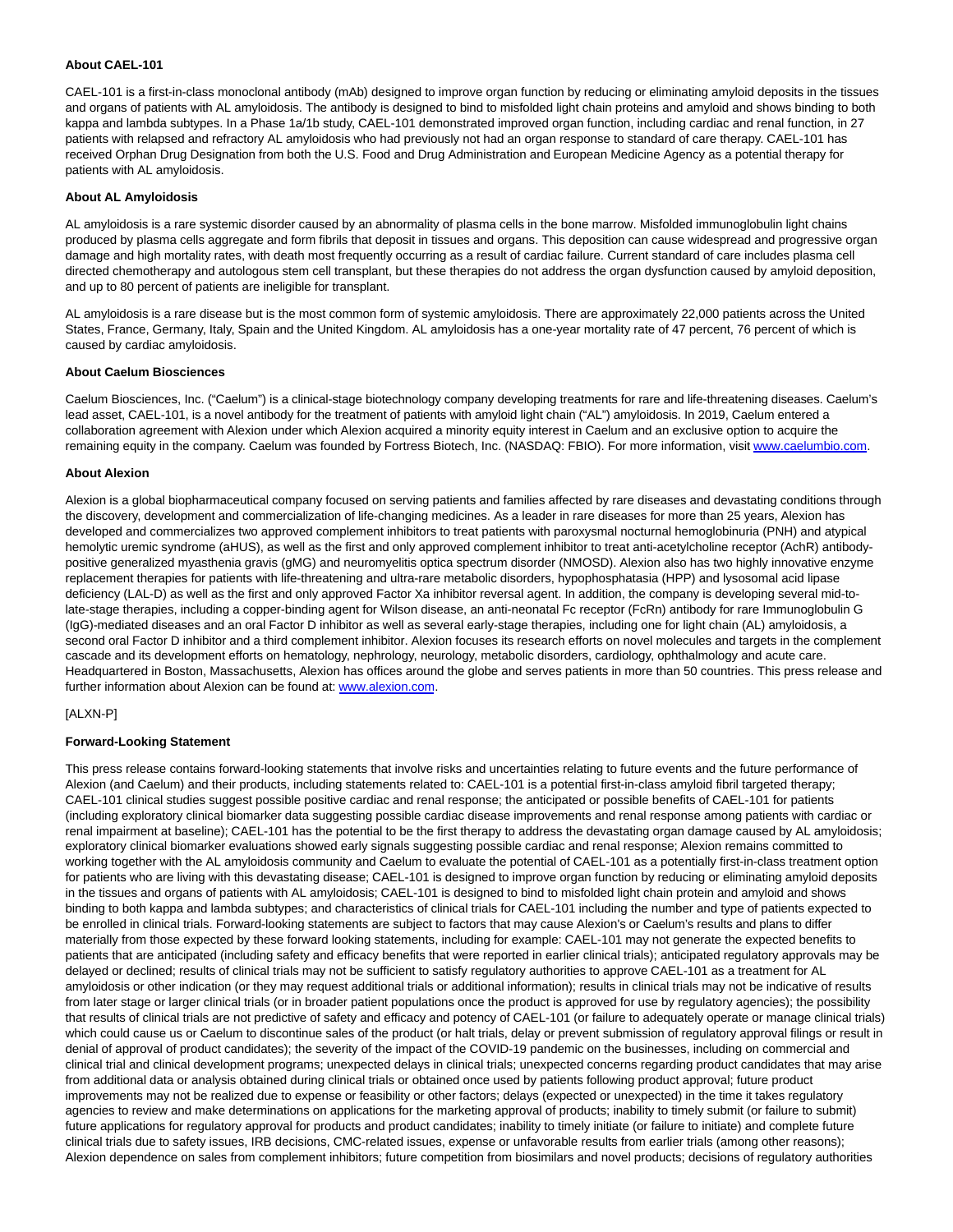**About CAEL-101**

CAEL-101 is a first-in-class monoclonal antibody (mAb) designed to improve organ function by reducing or eliminating amyloid deposits in the tissues and organs of patients with AL amyloidosis. The antibody is designed to bind to misfolded light chain proteins and amyloid and shows binding to both kappa and lambda subtypes. In a Phase 1a/1b study, CAEL-101 demonstrated improved organ function, including cardiac and renal function, in 27 patients with relapsed and refractory AL amyloidosis who had previously not had an organ response to standard of care therapy. CAEL-101 has received Orphan Drug Designation from both the U.S. Food and Drug Administration and European Medicine Agency as a potential therapy for patients with AL amyloidosis.

**About AL Amyloidosis**

AL amyloidosis is a rare systemic disorder caused by an abnormality of plasma cells in the bone marrow. Misfolded immunoglobulin light chains produced by plasma cells aggregate and form fibrils that deposit in tissues and organs. This deposition can cause widespread and progressive organ damage and high mortality rates, with death most frequently occurring as a result of cardiac failure. Current standard of care includes plasma cell directed chemotherapy and autologous stem cell transplant, but these therapies do not address the organ dysfunction caused by amyloid deposition, and up to 80 percent of patients are ineligible for transplant.

AL amyloidosis is a rare disease but is the most common form of systemic amyloidosis. There are approximately 22,000 patients across the United States, France, Germany, Italy, Spain and the United Kingdom. AL amyloidosis has a one-year mortality rate of 47 percent, 76 percent of which is caused by cardiac amyloidosis.

**About Caelum Biosciences**

Caelum Biosciences, Inc. ("Caelum") is a clinical-stage biotechnology company developing treatments for rare and life-threatening diseases. Caelum's lead asset, CAEL-101, is a novel antibody for the treatment of patients with amyloid light chain ("AL") amyloidosis. In 2019, Caelum entered a collaboration agreement with Alexion under which Alexion acquired a minority equity interest in Caelum and an exclusive option to acquire the remaining equity in the company. Caelum was founded by Fortress Biotech, Inc. (NASDAQ: FBIO). For more information, visit www.caelumbio.com.

**About Alexion**

Alexion is a global biopharmaceutical company focused on serving patients and families affected by rare diseases and devastating conditions through the discovery, development and commercialization of life-changing medicines. As a leader in rare diseases for more than 25 years, Alexion has developed and commercializes two approved complement inhibitors to treat patients with paroxysmal nocturnal hemoglobinuria (PNH) and atypical hemolytic uremic syndrome (aHUS), as well as the first and only approved complement inhibitor to treat anti-acetylcholine receptor (AchR) antibody-positive generalized myasthenia gravis (gMG) and neuromyelitis optica spectrum disorder (NMOSD). Alexion also has two highly innovative enzyme replacement therapies for patients with life-threatening and ultra-rare metabolic disorders, hypophosphatasia (HPP) and lysosomal acid lipase deficiency (LAL-D) as well as the first and only approved Factor Xa inhibitor reversal agent. In addition, the company is developing several mid-to-late-stage therapies, including a copper-binding agent for Wilson disease, an anti-neonatal Fc receptor (FcRn) antibody for rare Immunoglobulin G (IgG)-mediated diseases and an oral Factor D inhibitor as well as several early-stage therapies, including one for light chain (AL) amyloidosis, a second oral Factor D inhibitor and a third complement inhibitor. Alexion focuses its research efforts on novel molecules and targets in the complement cascade and its development efforts on hematology, nephrology, neurology, metabolic disorders, cardiology, ophthalmology and acute care. Headquartered in Boston, Massachusetts, Alexion has offices around the globe and serves patients in more than 50 countries. This press release and further information about Alexion can be found at: www.alexion.com.

[ALXN-P]

**Forward-Looking Statement**

This press release contains forward-looking statements that involve risks and uncertainties relating to future events and the future performance of Alexion (and Caelum) and their products, including statements related to: CAEL-101 is a potential first-in-class amyloid fibril targeted therapy; CAEL-101 clinical studies suggest possible positive cardiac and renal response; the anticipated or possible benefits of CAEL-101 for patients (including exploratory clinical biomarker data suggesting possible cardiac disease improvements and renal response among patients with cardiac or renal impairment at baseline); CAEL-101 has the potential to be the first therapy to address the devastating organ damage caused by AL amyloidosis; exploratory clinical biomarker evaluations showed early signals suggesting possible cardiac and renal response; Alexion remains committed to working together with the AL amyloidosis community and Caelum to evaluate the potential of CAEL-101 as a potentially first-in-class treatment option for patients who are living with this devastating disease; CAEL-101 is designed to improve organ function by reducing or eliminating amyloid deposits in the tissues and organs of patients with AL amyloidosis; CAEL-101 is designed to bind to misfolded light chain protein and amyloid and shows binding to both kappa and lambda subtypes; and characteristics of clinical trials for CAEL-101 including the number and type of patients expected to be enrolled in clinical trials. Forward-looking statements are subject to factors that may cause Alexion's or Caelum's results and plans to differ materially from those expected by these forward looking statements, including for example: CAEL-101 may not generate the expected benefits to patients that are anticipated (including safety and efficacy benefits that were reported in earlier clinical trials); anticipated regulatory approvals may be delayed or declined; results of clinical trials may not be sufficient to satisfy regulatory authorities to approve CAEL-101 as a treatment for AL amyloidosis or other indication (or they may request additional trials or additional information); results in clinical trials may not be indicative of results from later stage or larger clinical trials (or in broader patient populations once the product is approved for use by regulatory agencies); the possibility that results of clinical trials are not predictive of safety and efficacy and potency of CAEL-101 (or failure to adequately operate or manage clinical trials) which could cause us or Caelum to discontinue sales of the product (or halt trials, delay or prevent submission of regulatory approval filings or result in denial of approval of product candidates); the severity of the impact of the COVID-19 pandemic on the businesses, including on commercial and clinical trial and clinical development programs; unexpected delays in clinical trials; unexpected concerns regarding product candidates that may arise from additional data or analysis obtained during clinical trials or obtained once used by patients following product approval; future product improvements may not be realized due to expense or feasibility or other factors; delays (expected or unexpected) in the time it takes regulatory agencies to review and make determinations on applications for the marketing approval of products; inability to timely submit (or failure to submit) future applications for regulatory approval for products and product candidates; inability to timely initiate (or failure to initiate) and complete future clinical trials due to safety issues, IRB decisions, CMC-related issues, expense or unfavorable results from earlier trials (among other reasons); Alexion dependence on sales from complement inhibitors; future competition from biosimilars and novel products; decisions of regulatory authorities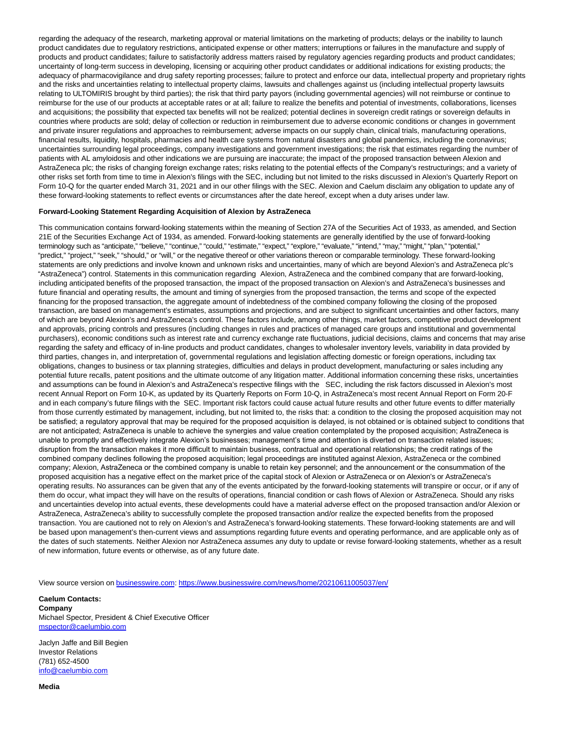regarding the adequacy of the research, marketing approval or material limitations on the marketing of products; delays or the inability to launch product candidates due to regulatory restrictions, anticipated expense or other matters; interruptions or failures in the manufacture and supply of products and product candidates; failure to satisfactorily address matters raised by regulatory agencies regarding products and product candidates; uncertainty of long-term success in developing, licensing or acquiring other product candidates or additional indications for existing products; the adequacy of pharmacovigilance and drug safety reporting processes; failure to protect and enforce our data, intellectual property and proprietary rights and the risks and uncertainties relating to intellectual property claims, lawsuits and challenges against us (including intellectual property lawsuits relating to ULTOMIRIS brought by third parties); the risk that third party payors (including governmental agencies) will not reimburse or continue to reimburse for the use of our products at acceptable rates or at all; failure to realize the benefits and potential of investments, collaborations, licenses and acquisitions; the possibility that expected tax benefits will not be realized; potential declines in sovereign credit ratings or sovereign defaults in countries where products are sold; delay of collection or reduction in reimbursement due to adverse economic conditions or changes in government and private insurer regulations and approaches to reimbursement; adverse impacts on our supply chain, clinical trials, manufacturing operations, financial results, liquidity, hospitals, pharmacies and health care systems from natural disasters and global pandemics, including the coronavirus; uncertainties surrounding legal proceedings, company investigations and government investigations; the risk that estimates regarding the number of patients with AL amyloidosis and other indications we are pursuing are inaccurate; the impact of the proposed transaction between Alexion and AstraZeneca plc; the risks of changing foreign exchange rates; risks relating to the potential effects of the Company's restructurings; and a variety of other risks set forth from time to time in Alexion's filings with the SEC, including but not limited to the risks discussed in Alexion's Quarterly Report on Form 10-Q for the quarter ended March 31, 2021 and in our other filings with the SEC. Alexion and Caelum disclaim any obligation to update any of these forward-looking statements to reflect events or circumstances after the date hereof, except when a duty arises under law.

**Forward-Looking Statement Regarding Acquisition of Alexion by AstraZeneca**

This communication contains forward-looking statements within the meaning of Section 27A of the Securities Act of 1933, as amended, and Section 21E of the Securities Exchange Act of 1934, as amended. Forward-looking statements are generally identified by the use of forward-looking terminology such as "anticipate," "believe," "continue," "could," "estimate," "expect," "explore," "evaluate," "intend," "may," "might," "plan," "potential," "predict," "project," "seek," "should," or "will," or the negative thereof or other variations thereon or comparable terminology. These forward-looking statements are only predictions and involve known and unknown risks and uncertainties, many of which are beyond Alexion's and AstraZeneca plc's "AstraZeneca") control. Statements in this communication regarding Alexion, AstraZeneca and the combined company that are forward-looking, including anticipated benefits of the proposed transaction, the impact of the proposed transaction on Alexion's and AstraZeneca's businesses and future financial and operating results, the amount and timing of synergies from the proposed transaction, the terms and scope of the expected financing for the proposed transaction, the aggregate amount of indebtedness of the combined company following the closing of the proposed transaction, are based on management's estimates, assumptions and projections, and are subject to significant uncertainties and other factors, many of which are beyond Alexion's and AstraZeneca's control. These factors include, among other things, market factors, competitive product development and approvals, pricing controls and pressures (including changes in rules and practices of managed care groups and institutional and governmental purchasers), economic conditions such as interest rate and currency exchange rate fluctuations, judicial decisions, claims and concerns that may arise regarding the safety and efficacy of in-line products and product candidates, changes to wholesaler inventory levels, variability in data provided by third parties, changes in, and interpretation of, governmental regulations and legislation affecting domestic or foreign operations, including tax obligations, changes to business or tax planning strategies, difficulties and delays in product development, manufacturing or sales including any potential future recalls, patent positions and the ultimate outcome of any litigation matter. Additional information concerning these risks, uncertainties and assumptions can be found in Alexion's and AstraZeneca's respective filings with the SEC, including the risk factors discussed in Alexion's most recent Annual Report on Form 10-K, as updated by its Quarterly Reports on Form 10-Q, in AstraZeneca's most recent Annual Report on Form 20-F and in each company's future filings with the SEC. Important risk factors could cause actual future results and other future events to differ materially from those currently estimated by management, including, but not limited to, the risks that: a condition to the closing the proposed acquisition may not be satisfied; a regulatory approval that may be required for the proposed acquisition is delayed, is not obtained or is obtained subject to conditions that are not anticipated; AstraZeneca is unable to achieve the synergies and value creation contemplated by the proposed acquisition; AstraZeneca is unable to promptly and effectively integrate Alexion's businesses; management's time and attention is diverted on transaction related issues; disruption from the transaction makes it more difficult to maintain business, contractual and operational relationships; the credit ratings of the combined company declines following the proposed acquisition; legal proceedings are instituted against Alexion, AstraZeneca or the combined company; Alexion, AstraZeneca or the combined company is unable to retain key personnel; and the announcement or the consummation of the proposed acquisition has a negative effect on the market price of the capital stock of Alexion or AstraZeneca or on Alexion's or AstraZeneca's operating results. No assurances can be given that any of the events anticipated by the forward-looking statements will transpire or occur, or if any of them do occur, what impact they will have on the results of operations, financial condition or cash flows of Alexion or AstraZeneca. Should any risks and uncertainties develop into actual events, these developments could have a material adverse effect on the proposed transaction and/or Alexion or AstraZeneca, AstraZeneca's ability to successfully complete the proposed transaction and/or realize the expected benefits from the proposed transaction. You are cautioned not to rely on Alexion's and AstraZeneca's forward-looking statements. These forward-looking statements are and will be based upon management's then-current views and assumptions regarding future events and operating performance, and are applicable only as of the dates of such statements. Neither Alexion nor AstraZeneca assumes any duty to update or revise forward-looking statements, whether as a result of new information, future events or otherwise, as of any future date.

View source version on businesswire.com: https://www.businesswire.com/news/home/20210611005037/en/

**Caelum Contacts:**
**Company**
Michael Spector, President & Chief Executive Officer
mspector@caelumbio.com

Jaclyn Jaffe and Bill Begien
Investor Relations
(781) 652-4500
info@caelumbio.com

**Media**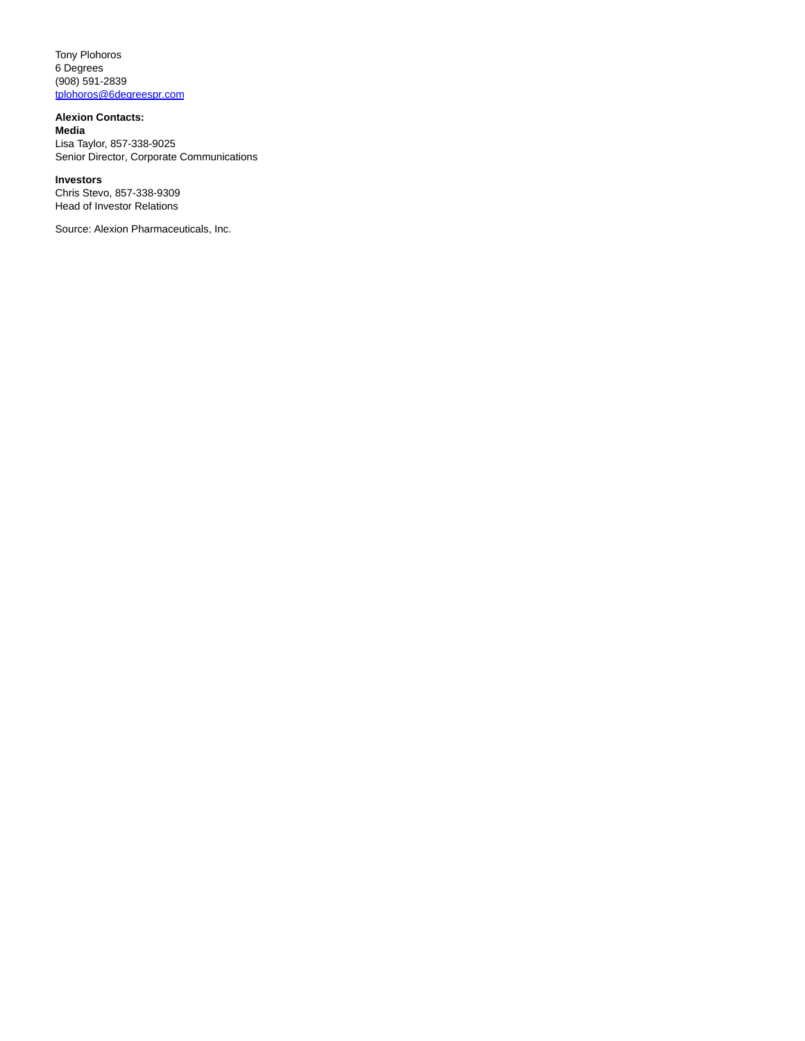Tony Plohoros
6 Degrees
(908) 591-2839
[tplohoros@6degreespr.com](mailto:tplohoros@6degreespr.com)

**Alexion Contacts:**
**Media**
Lisa Taylor, 857-338-9025
Senior Director, Corporate Communications

**Investors**
Chris Stevo, 857-338-9309
Head of Investor Relations

Source: Alexion Pharmaceuticals, Inc.